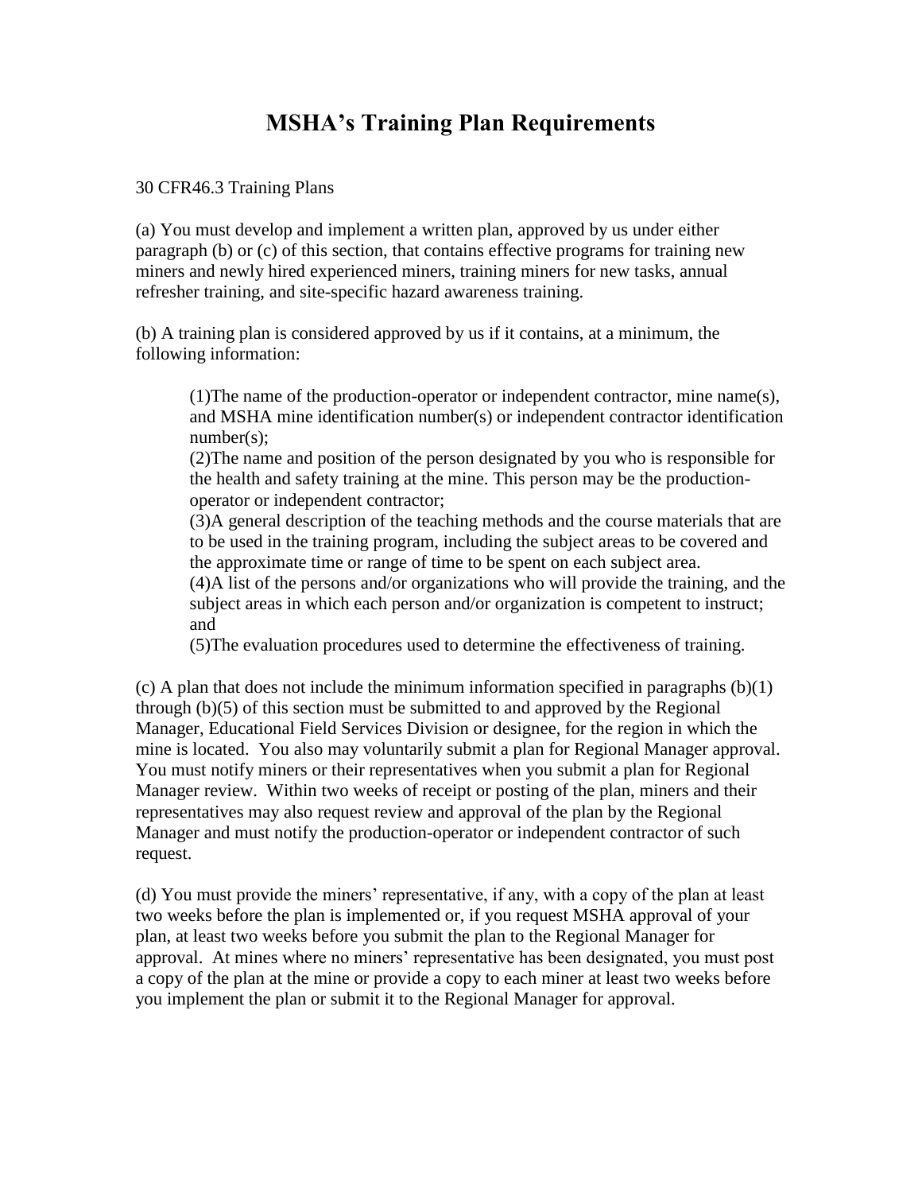# MSHA's Training Plan Requirements

30 CFR46.3 Training Plans

(a) You must develop and implement a written plan, approved by us under either paragraph (b) or (c) of this section, that contains effective programs for training new miners and newly hired experienced miners, training miners for new tasks, annual refresher training, and site-specific hazard awareness training.

(b) A training plan is considered approved by us if it contains, at a minimum, the following information:

(1)The name of the production-operator or independent contractor, mine name(s), and MSHA mine identification number(s) or independent contractor identification number(s);
(2)The name and position of the person designated by you who is responsible for the health and safety training at the mine. This person may be the production-operator or independent contractor;
(3)A general description of the teaching methods and the course materials that are to be used in the training program, including the subject areas to be covered and the approximate time or range of time to be spent on each subject area.
(4)A list of the persons and/or organizations who will provide the training, and the subject areas in which each person and/or organization is competent to instruct; and
(5)The evaluation procedures used to determine the effectiveness of training.

(c) A plan that does not include the minimum information specified in paragraphs (b)(1) through (b)(5) of this section must be submitted to and approved by the Regional Manager, Educational Field Services Division or designee, for the region in which the mine is located. You also may voluntarily submit a plan for Regional Manager approval. You must notify miners or their representatives when you submit a plan for Regional Manager review. Within two weeks of receipt or posting of the plan, miners and their representatives may also request review and approval of the plan by the Regional Manager and must notify the production-operator or independent contractor of such request.

(d) You must provide the miners' representative, if any, with a copy of the plan at least two weeks before the plan is implemented or, if you request MSHA approval of your plan, at least two weeks before you submit the plan to the Regional Manager for approval. At mines where no miners' representative has been designated, you must post a copy of the plan at the mine or provide a copy to each miner at least two weeks before you implement the plan or submit it to the Regional Manager for approval.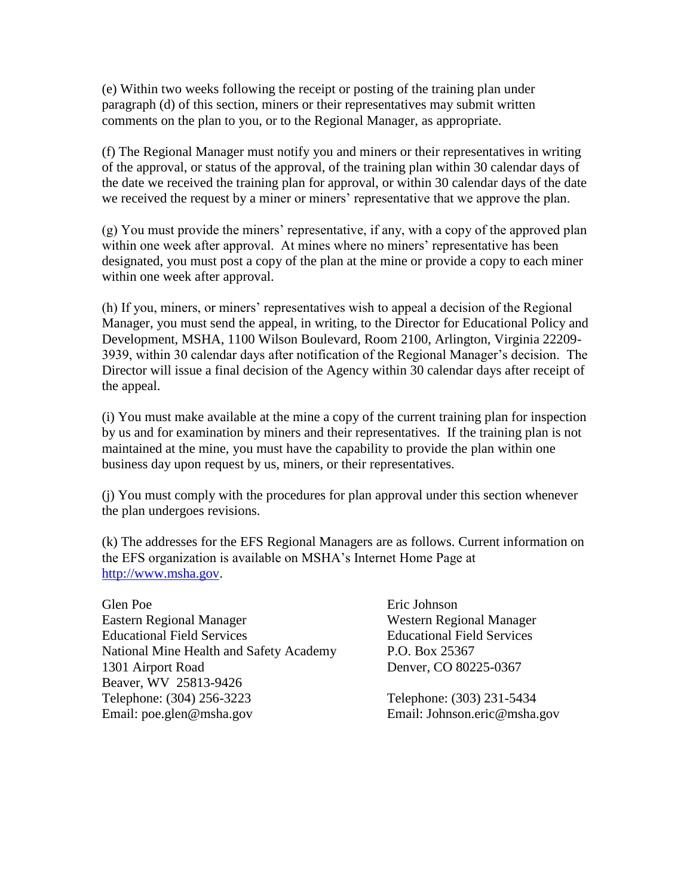(e) Within two weeks following the receipt or posting of the training plan under paragraph (d) of this section, miners or their representatives may submit written comments on the plan to you, or to the Regional Manager, as appropriate.

(f) The Regional Manager must notify you and miners or their representatives in writing of the approval, or status of the approval, of the training plan within 30 calendar days of the date we received the training plan for approval, or within 30 calendar days of the date we received the request by a miner or miners' representative that we approve the plan.

(g) You must provide the miners' representative, if any, with a copy of the approved plan within one week after approval. At mines where no miners' representative has been designated, you must post a copy of the plan at the mine or provide a copy to each miner within one week after approval.

(h) If you, miners, or miners' representatives wish to appeal a decision of the Regional Manager, you must send the appeal, in writing, to the Director for Educational Policy and Development, MSHA, 1100 Wilson Boulevard, Room 2100, Arlington, Virginia 22209-3939, within 30 calendar days after notification of the Regional Manager's decision. The Director will issue a final decision of the Agency within 30 calendar days after receipt of the appeal.

(i) You must make available at the mine a copy of the current training plan for inspection by us and for examination by miners and their representatives. If the training plan is not maintained at the mine, you must have the capability to provide the plan within one business day upon request by us, miners, or their representatives.

(j) You must comply with the procedures for plan approval under this section whenever the plan undergoes revisions.

(k) The addresses for the EFS Regional Managers are as follows. Current information on the EFS organization is available on MSHA's Internet Home Page at [http://www.msha.gov](http://www.msha.gov).

Glen Poe
Eastern Regional Manager
Educational Field Services
National Mine Health and Safety Academy
1301 Airport Road
Beaver, WV 25813-9426
Telephone: (304) 256-3223
Email: poe.glen@msha.gov

Eric Johnson
Western Regional Manager
Educational Field Services
P.O. Box 25367
Denver, CO 80225-0367
Telephone: (303) 231-5434
Email: Johnson.eric@msha.gov